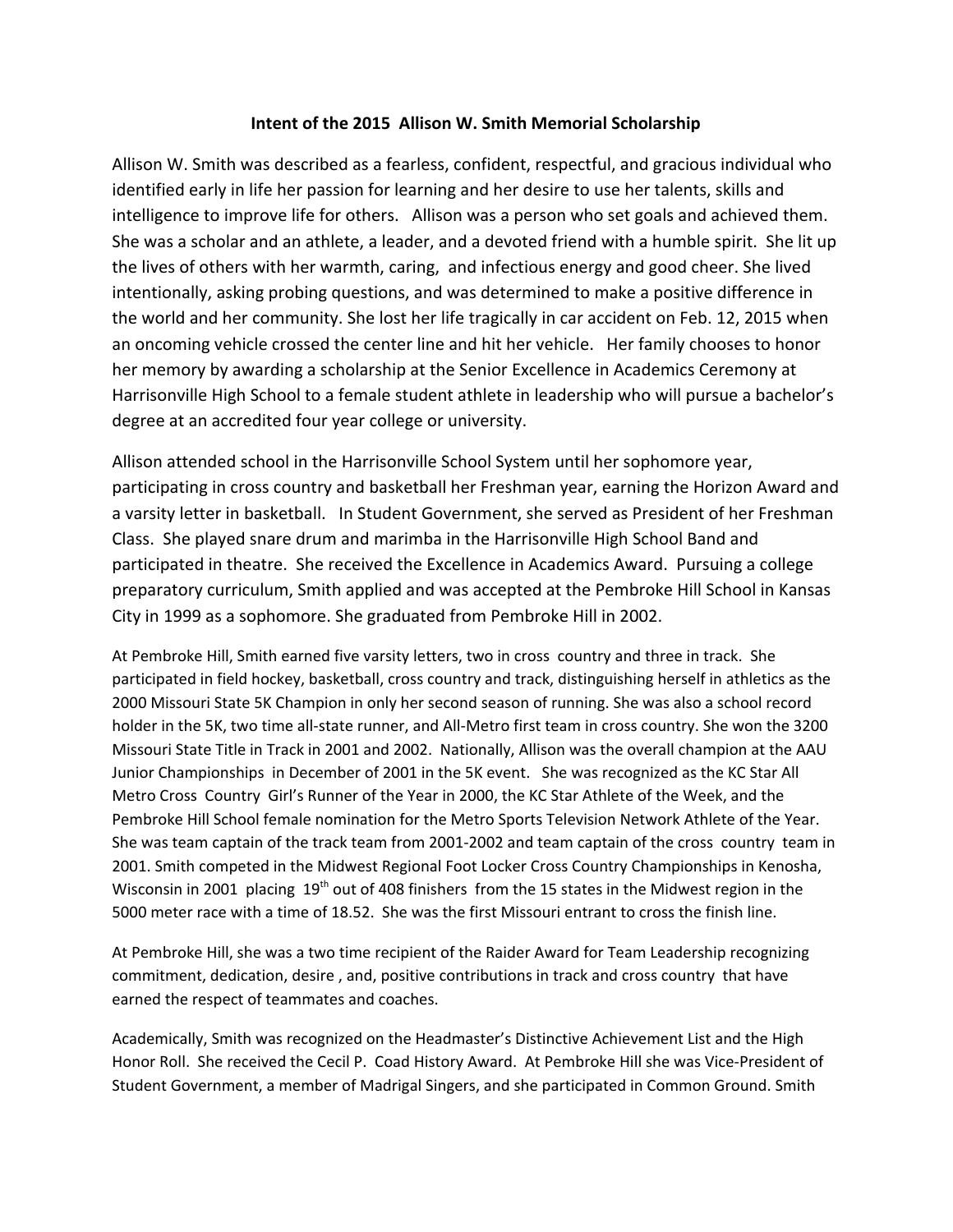# Intent of the 2015 Allison W. Smith Memorial Scholarship

Allison W. Smith was described as a fearless, confident, respectful, and gracious individual who identified early in life her passion for learning and her desire to use her talents, skills and intelligence to improve life for others. Allison was a person who set goals and achieved them. She was a scholar and an athlete, a leader, and a devoted friend with a humble spirit. She lit up the lives of others with her warmth, caring, and infectious energy and good cheer. She lived intentionally, asking probing questions, and was determined to make a positive difference in the world and her community. She lost her life tragically in car accident on Feb. 12, 2015 when an oncoming vehicle crossed the center line and hit her vehicle. Her family chooses to honor her memory by awarding a scholarship at the Senior Excellence in Academics Ceremony at Harrisonville High School to a female student athlete in leadership who will pursue a bachelor's degree at an accredited four year college or university.

Allison attended school in the Harrisonville School System until her sophomore year, participating in cross country and basketball her Freshman year, earning the Horizon Award and a varsity letter in basketball. In Student Government, she served as President of her Freshman Class. She played snare drum and marimba in the Harrisonville High School Band and participated in theatre. She received the Excellence in Academics Award. Pursuing a college preparatory curriculum, Smith applied and was accepted at the Pembroke Hill School in Kansas City in 1999 as a sophomore. She graduated from Pembroke Hill in 2002.

At Pembroke Hill, Smith earned five varsity letters, two in cross country and three in track. She participated in field hockey, basketball, cross country and track, distinguishing herself in athletics as the 2000 Missouri State 5K Champion in only her second season of running. She was also a school record holder in the 5K, two time all-state runner, and All-Metro first team in cross country. She won the 3200 Missouri State Title in Track in 2001 and 2002. Nationally, Allison was the overall champion at the AAU Junior Championships in December of 2001 in the 5K event. She was recognized as the KC Star All Metro Cross Country Girl's Runner of the Year in 2000, the KC Star Athlete of the Week, and the Pembroke Hill School female nomination for the Metro Sports Television Network Athlete of the Year. She was team captain of the track team from 2001-2002 and team captain of the cross country team in 2001. Smith competed in the Midwest Regional Foot Locker Cross Country Championships in Kenosha, Wisconsin in 2001 placing 19th out of 408 finishers from the 15 states in the Midwest region in the 5000 meter race with a time of 18.52. She was the first Missouri entrant to cross the finish line.

At Pembroke Hill, she was a two time recipient of the Raider Award for Team Leadership recognizing commitment, dedication, desire , and, positive contributions in track and cross country that have earned the respect of teammates and coaches.

Academically, Smith was recognized on the Headmaster's Distinctive Achievement List and the High Honor Roll. She received the Cecil P. Coad History Award. At Pembroke Hill she was Vice-President of Student Government, a member of Madrigal Singers, and she participated in Common Ground. Smith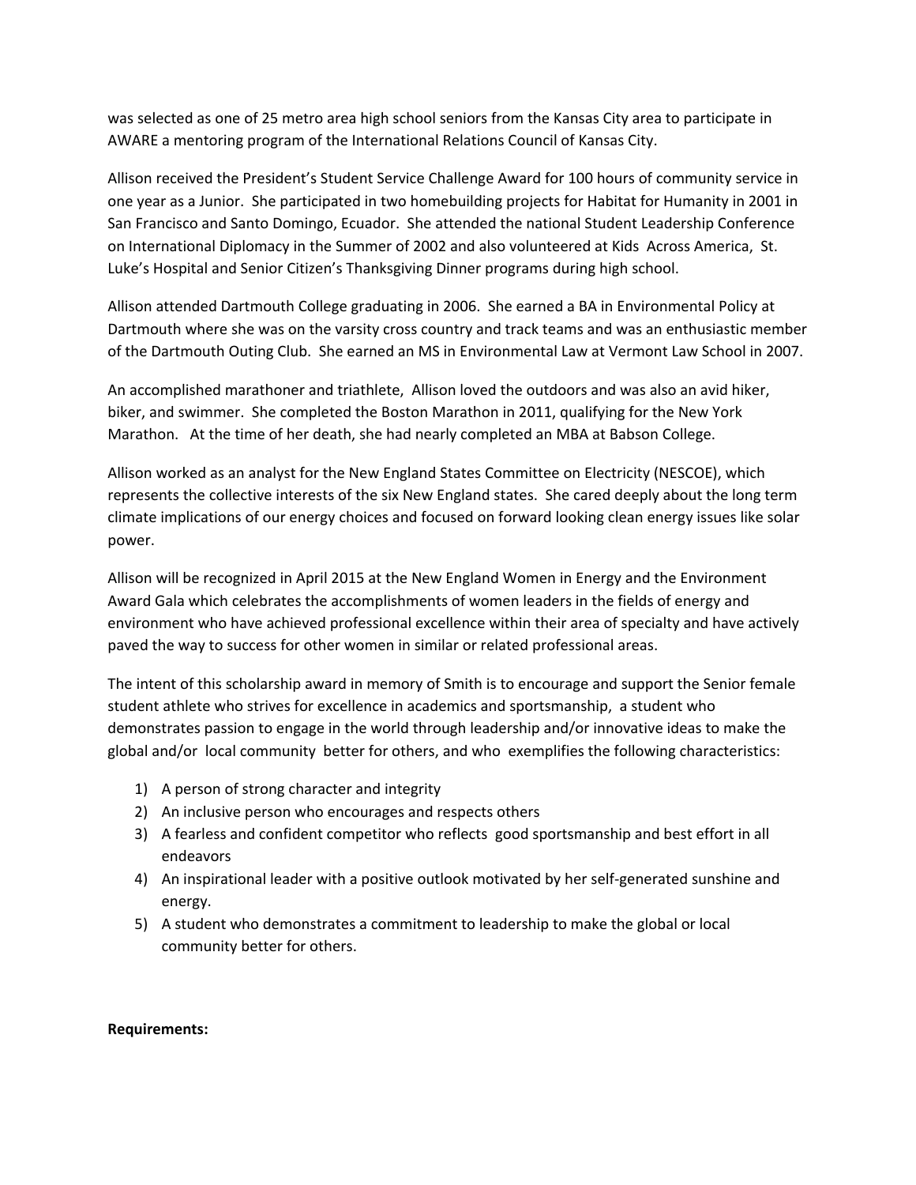was selected as one of 25 metro area high school seniors from the Kansas City area to participate in AWARE a mentoring program of the International Relations Council of Kansas City.

Allison received the President's Student Service Challenge Award for 100 hours of community service in one year as a Junior. She participated in two homebuilding projects for Habitat for Humanity in 2001 in San Francisco and Santo Domingo, Ecuador. She attended the national Student Leadership Conference on International Diplomacy in the Summer of 2002 and also volunteered at Kids Across America, St. Luke's Hospital and Senior Citizen's Thanksgiving Dinner programs during high school.

Allison attended Dartmouth College graduating in 2006. She earned a BA in Environmental Policy at Dartmouth where she was on the varsity cross country and track teams and was an enthusiastic member of the Dartmouth Outing Club. She earned an MS in Environmental Law at Vermont Law School in 2007.

An accomplished marathoner and triathlete, Allison loved the outdoors and was also an avid hiker, biker, and swimmer. She completed the Boston Marathon in 2011, qualifying for the New York Marathon. At the time of her death, she had nearly completed an MBA at Babson College.

Allison worked as an analyst for the New England States Committee on Electricity (NESCOE), which represents the collective interests of the six New England states. She cared deeply about the long term climate implications of our energy choices and focused on forward looking clean energy issues like solar power.

Allison will be recognized in April 2015 at the New England Women in Energy and the Environment Award Gala which celebrates the accomplishments of women leaders in the fields of energy and environment who have achieved professional excellence within their area of specialty and have actively paved the way to success for other women in similar or related professional areas.

The intent of this scholarship award in memory of Smith is to encourage and support the Senior female student athlete who strives for excellence in academics and sportsmanship, a student who demonstrates passion to engage in the world through leadership and/or innovative ideas to make the global and/or local community better for others, and who exemplifies the following characteristics:

1) A person of strong character and integrity
2) An inclusive person who encourages and respects others
3) A fearless and confident competitor who reflects good sportsmanship and best effort in all endeavors
4) An inspirational leader with a positive outlook motivated by her self-generated sunshine and energy.
5) A student who demonstrates a commitment to leadership to make the global or local community better for others.

**Requirements:**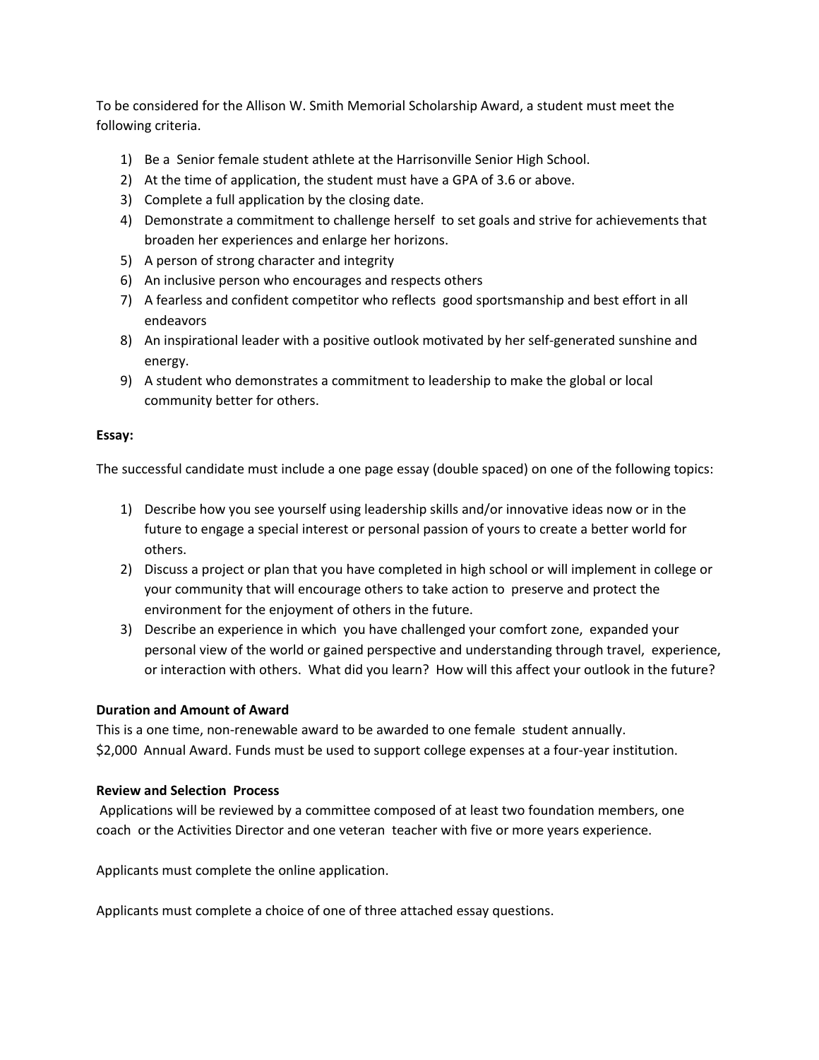To be considered for the Allison W. Smith Memorial Scholarship Award, a student must meet the following criteria.

1) Be a Senior female student athlete at the Harrisonville Senior High School.
2) At the time of application, the student must have a GPA of 3.6 or above.
3) Complete a full application by the closing date.
4) Demonstrate a commitment to challenge herself to set goals and strive for achievements that broaden her experiences and enlarge her horizons.
5) A person of strong character and integrity
6) An inclusive person who encourages and respects others
7) A fearless and confident competitor who reflects good sportsmanship and best effort in all endeavors
8) An inspirational leader with a positive outlook motivated by her self-generated sunshine and energy.
9) A student who demonstrates a commitment to leadership to make the global or local community better for others.

**Essay:**

The successful candidate must include a one page essay (double spaced) on one of the following topics:

1) Describe how you see yourself using leadership skills and/or innovative ideas now or in the future to engage a special interest or personal passion of yours to create a better world for others.
2) Discuss a project or plan that you have completed in high school or will implement in college or your community that will encourage others to take action to preserve and protect the environment for the enjoyment of others in the future.
3) Describe an experience in which you have challenged your comfort zone, expanded your personal view of the world or gained perspective and understanding through travel, experience, or interaction with others. What did you learn? How will this affect your outlook in the future?

**Duration and Amount of Award**

This is a one time, non-renewable award to be awarded to one female student annually.
$2,000 Annual Award. Funds must be used to support college expenses at a four-year institution.

**Review and Selection Process**

Applications will be reviewed by a committee composed of at least two foundation members, one coach or the Activities Director and one veteran teacher with five or more years experience.

Applicants must complete the online application.

Applicants must complete a choice of one of three attached essay questions.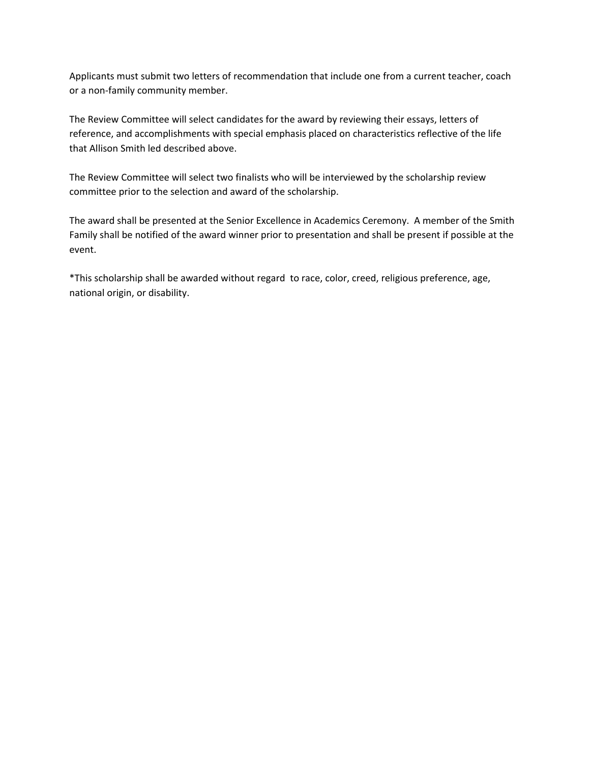Applicants must submit two letters of recommendation that include one from a current teacher, coach or a non-family community member.

The Review Committee will select candidates for the award by reviewing their essays, letters of reference, and accomplishments with special emphasis placed on characteristics reflective of the life that Allison Smith led described above.

The Review Committee will select two finalists who will be interviewed by the scholarship review committee prior to the selection and award of the scholarship.

The award shall be presented at the Senior Excellence in Academics Ceremony. A member of the Smith Family shall be notified of the award winner prior to presentation and shall be present if possible at the event.

*This scholarship shall be awarded without regard to race, color, creed, religious preference, age, national origin, or disability.